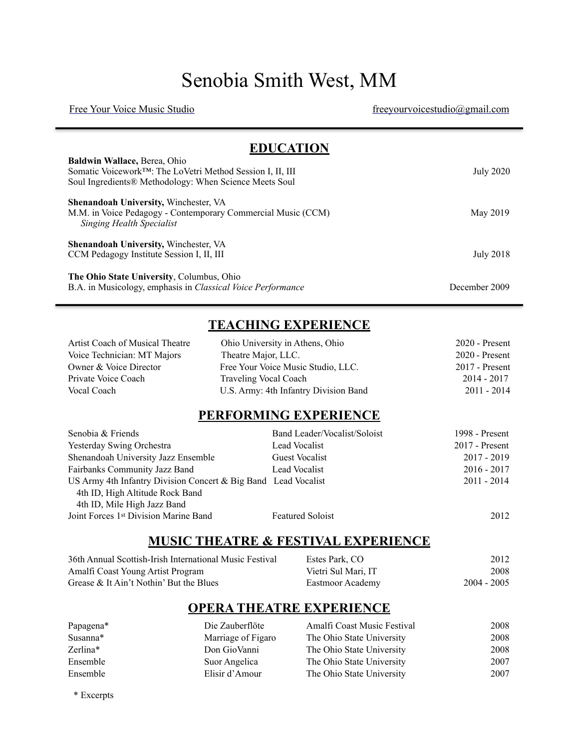# Senobia Smith West, MM

Free Your Voice Music Studio | freeyourvoicestudio@gmail.com

---

## EDUCATION

**Baldwin Wallace,** Berea, Ohio
Somatic Voicework™: The LoVetri Method Session I, II, III — July 2020
Soul Ingredients® Methodology: When Science Meets Soul

**Shenandoah University,** Winchester, VA
M.M. in Voice Pedagogy - Contemporary Commercial Music (CCM) — May 2019
*Singing Health Specialist*

**Shenandoah University,** Winchester, VA
CCM Pedagogy Institute Session I, II, III — July 2018

**The Ohio State University**, Columbus, Ohio
B.A. in Musicology, emphasis in *Classical Voice Performance* — December 2009

---

## TEACHING EXPERIENCE

| | | |
|---|---|---|
| Artist Coach of Musical Theatre | Ohio University in Athens, Ohio | 2020 - Present |
| Voice Technician: MT Majors | Theatre Major, LLC. | 2020 - Present |
| Owner & Voice Director | Free Your Voice Music Studio, LLC. | 2017 - Present |
| Private Voice Coach | Traveling Vocal Coach | 2014 - 2017 |
| Vocal Coach | U.S. Army: 4th Infantry Division Band | 2011 - 2014 |

## PERFORMING EXPERIENCE

| | | |
|---|---|---|
| Senobia & Friends | Band Leader/Vocalist/Soloist | 1998 - Present |
| Yesterday Swing Orchestra | Lead Vocalist | 2017 - Present |
| Shenandoah University Jazz Ensemble | Guest Vocalist | 2017 - 2019 |
| Fairbanks Community Jazz Band | Lead Vocalist | 2016 - 2017 |
| US Army 4th Infantry Division Concert & Big Band<br>4th ID, High Altitude Rock Band<br>4th ID, Mile High Jazz Band | Lead Vocalist | 2011 - 2014 |
| Joint Forces 1st Division Marine Band | Featured Soloist | 2012 |

## MUSIC THEATRE & FESTIVAL EXPERIENCE

| | | |
|---|---|---|
| 36th Annual Scottish-Irish International Music Festival | Estes Park, CO | 2012 |
| Amalfi Coast Young Artist Program | Vietri Sul Mari, IT | 2008 |
| Grease & It Ain't Nothin' But the Blues | Eastmoor Academy | 2004 - 2005 |

## OPERA THEATRE EXPERIENCE

| | | | |
|---|---|---|---|
| Papagena* | Die Zauberflöte | Amalfi Coast Music Festival | 2008 |
| Susanna* | Marriage of Figaro | The Ohio State University | 2008 |
| Zerlina* | Don GioVanni | The Ohio State University | 2008 |
| Ensemble | Suor Angelica | The Ohio State University | 2007 |
| Ensemble | Elisir d'Amour | The Ohio State University | 2007 |

\* Excerpts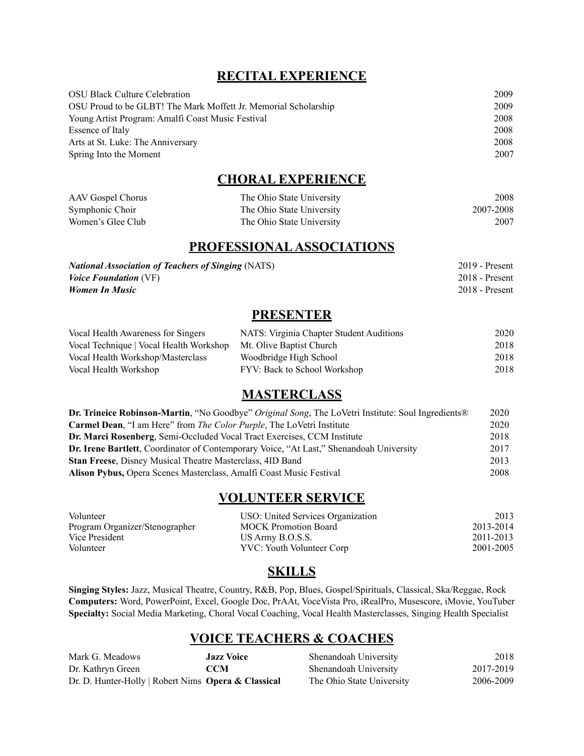## RECITAL EXPERIENCE

| | |
|---|---|
| OSU Black Culture Celebration | 2009 |
| OSU Proud to be GLBT! The Mark Moffett Jr. Memorial Scholarship | 2009 |
| Young Artist Program: Amalfi Coast Music Festival | 2008 |
| Essence of Italy | 2008 |
| Arts at St. Luke: The Anniversary | 2008 |
| Spring Into the Moment | 2007 |

## CHORAL EXPERIENCE

| | | |
|---|---|---|
| AAV Gospel Chorus | The Ohio State University | 2008 |
| Symphonic Choir | The Ohio State University | 2007-2008 |
| Women's Glee Club | The Ohio State University | 2007 |

## PROFESSIONAL ASSOCIATIONS

| | |
|---|---|
| ***National Association of Teachers of Singing*** (NATS) | 2019 - Present |
| ***Voice Foundation*** (VF) | 2018 - Present |
| ***Women In Music*** | 2018 - Present |

## PRESENTER

| | | |
|---|---|---|
| Vocal Health Awareness for Singers | NATS: Virginia Chapter Student Auditions | 2020 |
| Vocal Technique \| Vocal Health Workshop | Mt. Olive Baptist Church | 2018 |
| Vocal Health Workshop/Masterclass | Woodbridge High School | 2018 |
| Vocal Health Workshop | FYV: Back to School Workshop | 2018 |

## MASTERCLASS

| | |
|---|---|
| **Dr. Trineice Robinson-Martin**, "No Goodbye" *Original Song*, The LoVetri Institute: Soul Ingredients® | 2020 |
| **Carmel Dean**, "I am Here" from *The Color Purple*, The LoVetri Institute | 2020 |
| **Dr. Marci Rosenberg**, Semi-Occluded Vocal Tract Exercises, CCM Institute | 2018 |
| **Dr. Irene Bartlett**, Coordinator of Contemporary Voice, "At Last," Shenandoah University | 2017 |
| **Stan Freese**, Disney Musical Theatre Masterclass, 4ID Band | 2013 |
| **Alison Pybus,** Opera Scenes Masterclass, Amalfi Coast Music Festival | 2008 |

## VOLUNTEER SERVICE

| | | |
|---|---|---|
| Volunteer | USO: United Services Organization | 2013 |
| Program Organizer/Stenographer | MOCK Promotion Board | 2013-2014 |
| Vice President | US Army B.O.S.S. | 2011-2013 |
| Volunteer | YVC: Youth Volunteer Corp | 2001-2005 |

## SKILLS

**Singing Styles:** Jazz, Musical Theatre, Country, R&B, Pop, Blues, Gospel/Spirituals, Classical, Ska/Reggae, Rock
**Computers:** Word, PowerPoint, Excel, Google Doc, PrAAt, VoceVista Pro, iRealPro, Musescore, iMovie, YouTuber
**Specialty:** Social Media Marketing, Choral Vocal Coaching, Vocal Health Masterclasses, Singing Health Specialist

## VOICE TEACHERS & COACHES

| | | | |
|---|---|---|---|
| Mark G. Meadows | **Jazz Voice** | Shenandoah University | 2018 |
| Dr. Kathryn Green | **CCM** | Shenandoah University | 2017-2019 |
| Dr. D. Hunter-Holly \| Robert Nims | **Opera & Classical** | The Ohio State University | 2006-2009 |